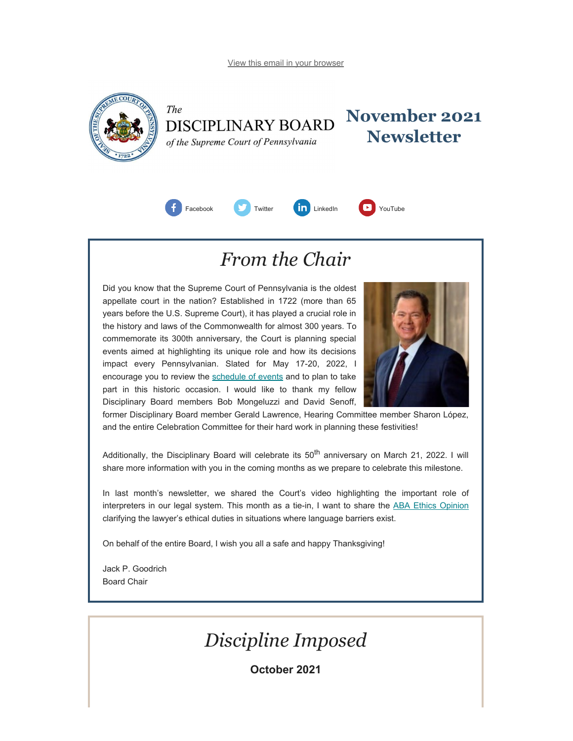View this email in your browser

The DISCIPLINARY BOARD of the Supreme Court of Pennsylvania

# November 2021 Newsletter

Facebook Twitter LinkedIn YouTube

## *From the Chair*

Did you know that the Supreme Court of Pennsylvania is the oldest appellate court in the nation? Established in 1722 (more than 65 years before the U.S. Supreme Court), it has played a crucial role in the history and laws of the Commonwealth for almost 300 years. To commemorate its 300th anniversary, the Court is planning special events aimed at highlighting its unique role and how its decisions impact every Pennsylvanian. Slated for May 17-20, 2022, I encourage you to review the schedule of events and to plan to take part in this historic occasion. I would like to thank my fellow Disciplinary Board members Bob Mongeluzzi and David Senoff, former Disciplinary Board member Gerald Lawrence, Hearing Committee member Sharon López, and the entire Celebration Committee for their hard work in planning these festivities!

Additionally, the Disciplinary Board will celebrate its 50th anniversary on March 21, 2022. I will share more information with you in the coming months as we prepare to celebrate this milestone.

In last month's newsletter, we shared the Court's video highlighting the important role of interpreters in our legal system. This month as a tie-in, I want to share the ABA Ethics Opinion clarifying the lawyer's ethical duties in situations where language barriers exist.

On behalf of the entire Board, I wish you all a safe and happy Thanksgiving!

Jack P. Goodrich
Board Chair

## *Discipline Imposed*

**October 2021**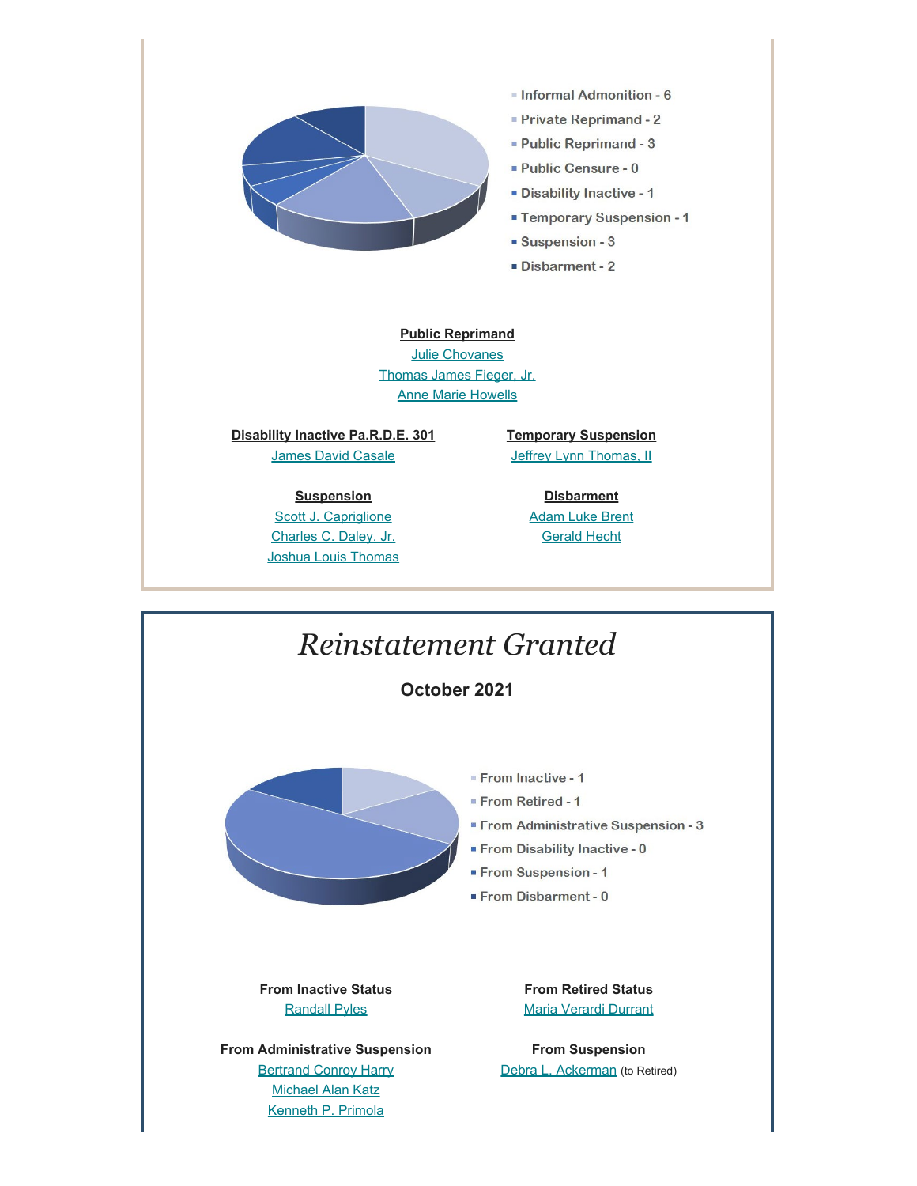- Informal Admonition - 6
- Private Reprimand - 2
- Public Reprimand - 3
- Public Censure - 0
- Disability Inactive - 1
- Temporary Suspension - 1
- Suspension - 3
- Disbarment - 2

**Public Reprimand**

Julie Chovanes
Thomas James Fieger, Jr.
Anne Marie Howells

**Disability Inactive Pa.R.D.E. 301**

James David Casale

**Temporary Suspension**

Jeffrey Lynn Thomas, II

**Suspension**

Scott J. Capriglione
Charles C. Daley, Jr.
Joshua Louis Thomas

**Disbarment**

Adam Luke Brent
Gerald Hecht

# *Reinstatement Granted*

**October 2021**

- From Inactive - 1
- From Retired - 1
- From Administrative Suspension - 3
- From Disability Inactive - 0
- From Suspension - 1
- From Disbarment - 0

**From Inactive Status**

Randall Pyles

**From Retired Status**

Maria Verardi Durrant

**From Administrative Suspension**

Bertrand Conroy Harry
Michael Alan Katz
Kenneth P. Primola

**From Suspension**

Debra L. Ackerman (to Retired)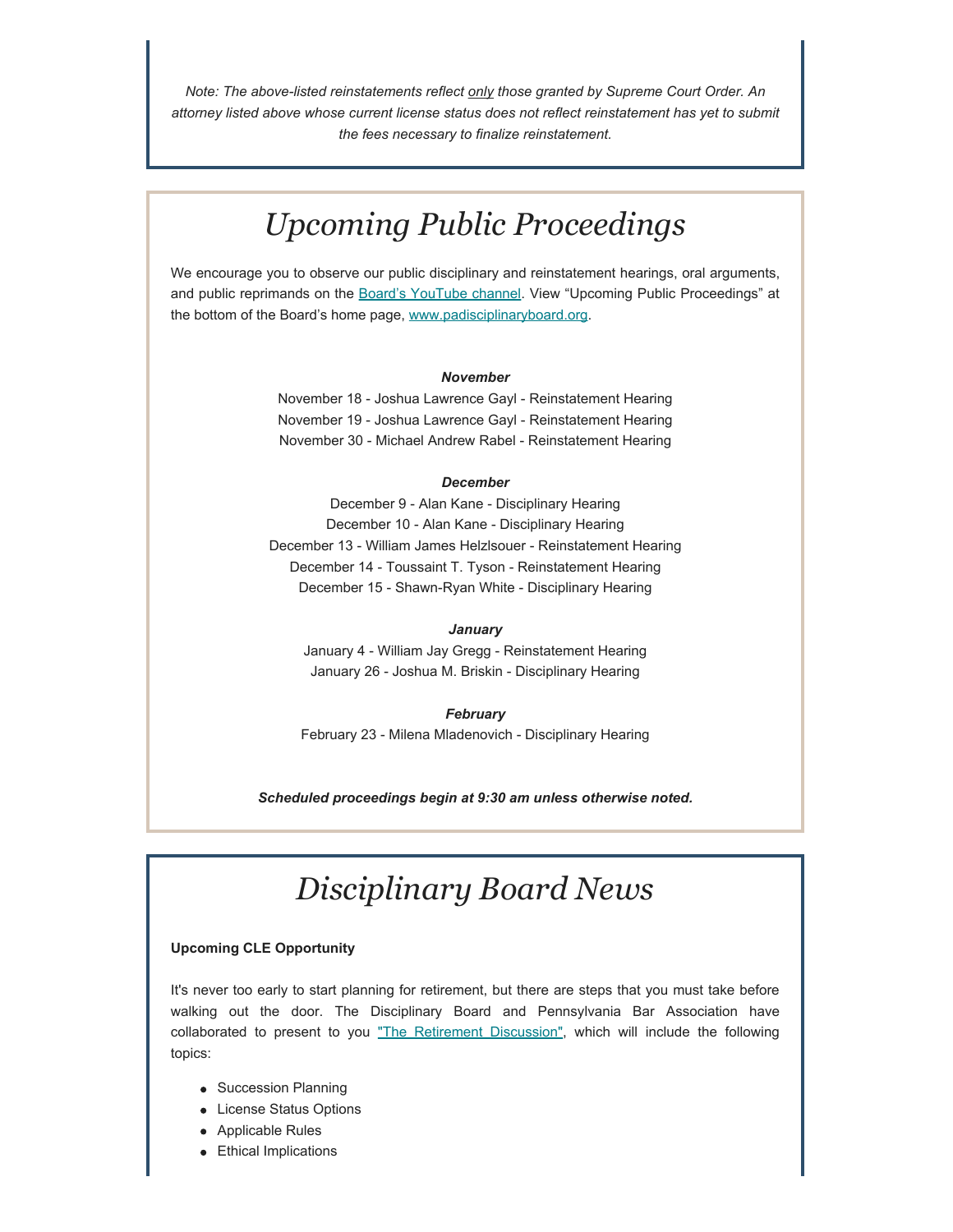*Note: The above-listed reinstatements reflect only those granted by Supreme Court Order. An attorney listed above whose current license status does not reflect reinstatement has yet to submit the fees necessary to finalize reinstatement.*

# *Upcoming Public Proceedings*

We encourage you to observe our public disciplinary and reinstatement hearings, oral arguments, and public reprimands on the Board's YouTube channel. View "Upcoming Public Proceedings" at the bottom of the Board's home page, www.padisciplinaryboard.org.

***November***

November 18 - Joshua Lawrence Gayl - Reinstatement Hearing
November 19 - Joshua Lawrence Gayl - Reinstatement Hearing
November 30 - Michael Andrew Rabel - Reinstatement Hearing

***December***

December 9 - Alan Kane - Disciplinary Hearing
December 10 - Alan Kane - Disciplinary Hearing
December 13 - William James Helzlsouer - Reinstatement Hearing
December 14 - Toussaint T. Tyson - Reinstatement Hearing
December 15 - Shawn-Ryan White - Disciplinary Hearing

***January***

January 4 - William Jay Gregg - Reinstatement Hearing
January 26 - Joshua M. Briskin - Disciplinary Hearing

***February***

February 23 - Milena Mladenovich - Disciplinary Hearing

***Scheduled proceedings begin at 9:30 am unless otherwise noted.***

# *Disciplinary Board News*

**Upcoming CLE Opportunity**

It's never too early to start planning for retirement, but there are steps that you must take before walking out the door. The Disciplinary Board and Pennsylvania Bar Association have collaborated to present to you "The Retirement Discussion", which will include the following topics:

- Succession Planning
- License Status Options
- Applicable Rules
- Ethical Implications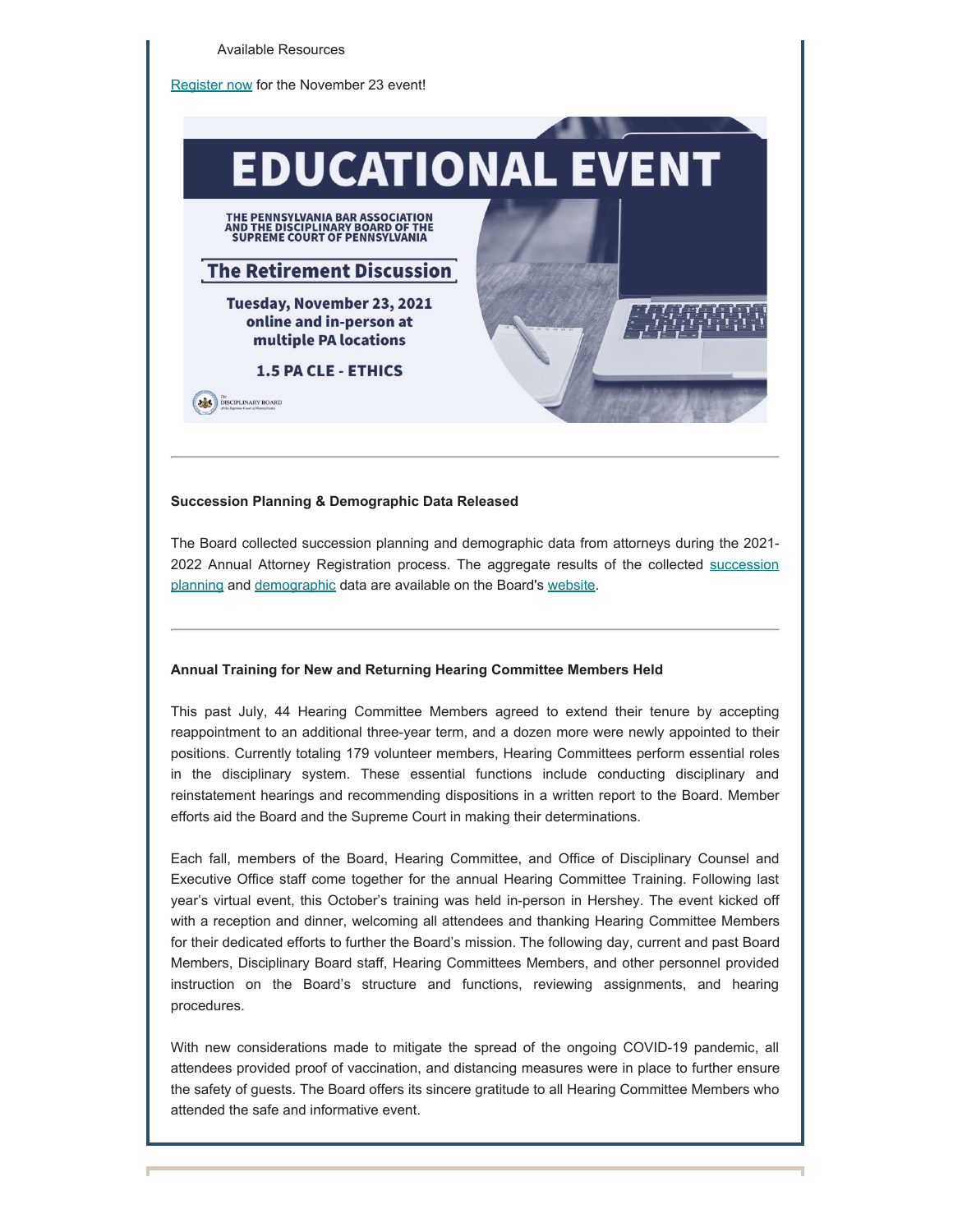Available Resources

Register now for the November 23 event!

EDUCATIONAL EVENT

THE PENNSYLVANIA BAR ASSOCIATION AND THE DISCIPLINARY BOARD OF THE SUPREME COURT OF PENNSYLVANIA

The Retirement Discussion

Tuesday, November 23, 2021
online and in-person at multiple PA locations

1.5 PA CLE - ETHICS

---

**Succession Planning & Demographic Data Released**

The Board collected succession planning and demographic data from attorneys during the 2021-2022 Annual Attorney Registration process. The aggregate results of the collected succession planning and demographic data are available on the Board's website.

---

**Annual Training for New and Returning Hearing Committee Members Held**

This past July, 44 Hearing Committee Members agreed to extend their tenure by accepting reappointment to an additional three-year term, and a dozen more were newly appointed to their positions. Currently totaling 179 volunteer members, Hearing Committees perform essential roles in the disciplinary system. These essential functions include conducting disciplinary and reinstatement hearings and recommending dispositions in a written report to the Board. Member efforts aid the Board and the Supreme Court in making their determinations.

Each fall, members of the Board, Hearing Committee, and Office of Disciplinary Counsel and Executive Office staff come together for the annual Hearing Committee Training. Following last year's virtual event, this October's training was held in-person in Hershey. The event kicked off with a reception and dinner, welcoming all attendees and thanking Hearing Committee Members for their dedicated efforts to further the Board's mission. The following day, current and past Board Members, Disciplinary Board staff, Hearing Committees Members, and other personnel provided instruction on the Board's structure and functions, reviewing assignments, and hearing procedures.

With new considerations made to mitigate the spread of the ongoing COVID-19 pandemic, all attendees provided proof of vaccination, and distancing measures were in place to further ensure the safety of guests. The Board offers its sincere gratitude to all Hearing Committee Members who attended the safe and informative event.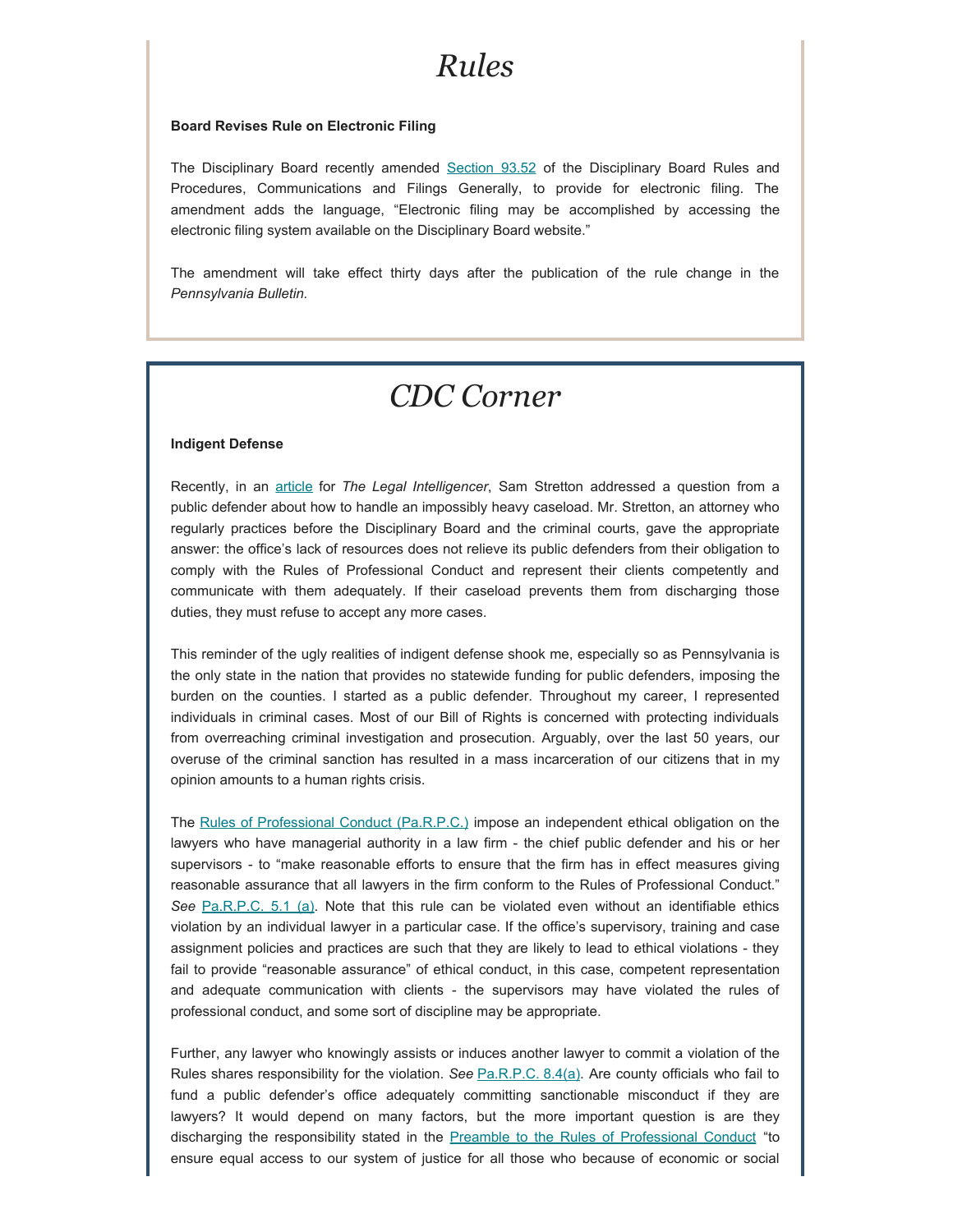# Rules

**Board Revises Rule on Electronic Filing**

The Disciplinary Board recently amended [Section 93.52](#) of the Disciplinary Board Rules and Procedures, Communications and Filings Generally, to provide for electronic filing. The amendment adds the language, "Electronic filing may be accomplished by accessing the electronic filing system available on the Disciplinary Board website."

The amendment will take effect thirty days after the publication of the rule change in the *Pennsylvania Bulletin.*

# CDC Corner

**Indigent Defense**

Recently, in an [article](#) for *The Legal Intelligencer*, Sam Stretton addressed a question from a public defender about how to handle an impossibly heavy caseload. Mr. Stretton, an attorney who regularly practices before the Disciplinary Board and the criminal courts, gave the appropriate answer: the office's lack of resources does not relieve its public defenders from their obligation to comply with the Rules of Professional Conduct and represent their clients competently and communicate with them adequately. If their caseload prevents them from discharging those duties, they must refuse to accept any more cases.

This reminder of the ugly realities of indigent defense shook me, especially so as Pennsylvania is the only state in the nation that provides no statewide funding for public defenders, imposing the burden on the counties. I started as a public defender. Throughout my career, I represented individuals in criminal cases. Most of our Bill of Rights is concerned with protecting individuals from overreaching criminal investigation and prosecution. Arguably, over the last 50 years, our overuse of the criminal sanction has resulted in a mass incarceration of our citizens that in my opinion amounts to a human rights crisis.

The [Rules of Professional Conduct (Pa.R.P.C.)](#) impose an independent ethical obligation on the lawyers who have managerial authority in a law firm - the chief public defender and his or her supervisors - to "make reasonable efforts to ensure that the firm has in effect measures giving reasonable assurance that all lawyers in the firm conform to the Rules of Professional Conduct." *See* [Pa.R.P.C. 5.1 (a)](#). Note that this rule can be violated even without an identifiable ethics violation by an individual lawyer in a particular case. If the office's supervisory, training and case assignment policies and practices are such that they are likely to lead to ethical violations - they fail to provide "reasonable assurance" of ethical conduct, in this case, competent representation and adequate communication with clients - the supervisors may have violated the rules of professional conduct, and some sort of discipline may be appropriate.

Further, any lawyer who knowingly assists or induces another lawyer to commit a violation of the Rules shares responsibility for the violation. *See* [Pa.R.P.C. 8.4(a)](#). Are county officials who fail to fund a public defender's office adequately committing sanctionable misconduct if they are lawyers? It would depend on many factors, but the more important question is are they discharging the responsibility stated in the [Preamble to the Rules of Professional Conduct](#) "to ensure equal access to our system of justice for all those who because of economic or social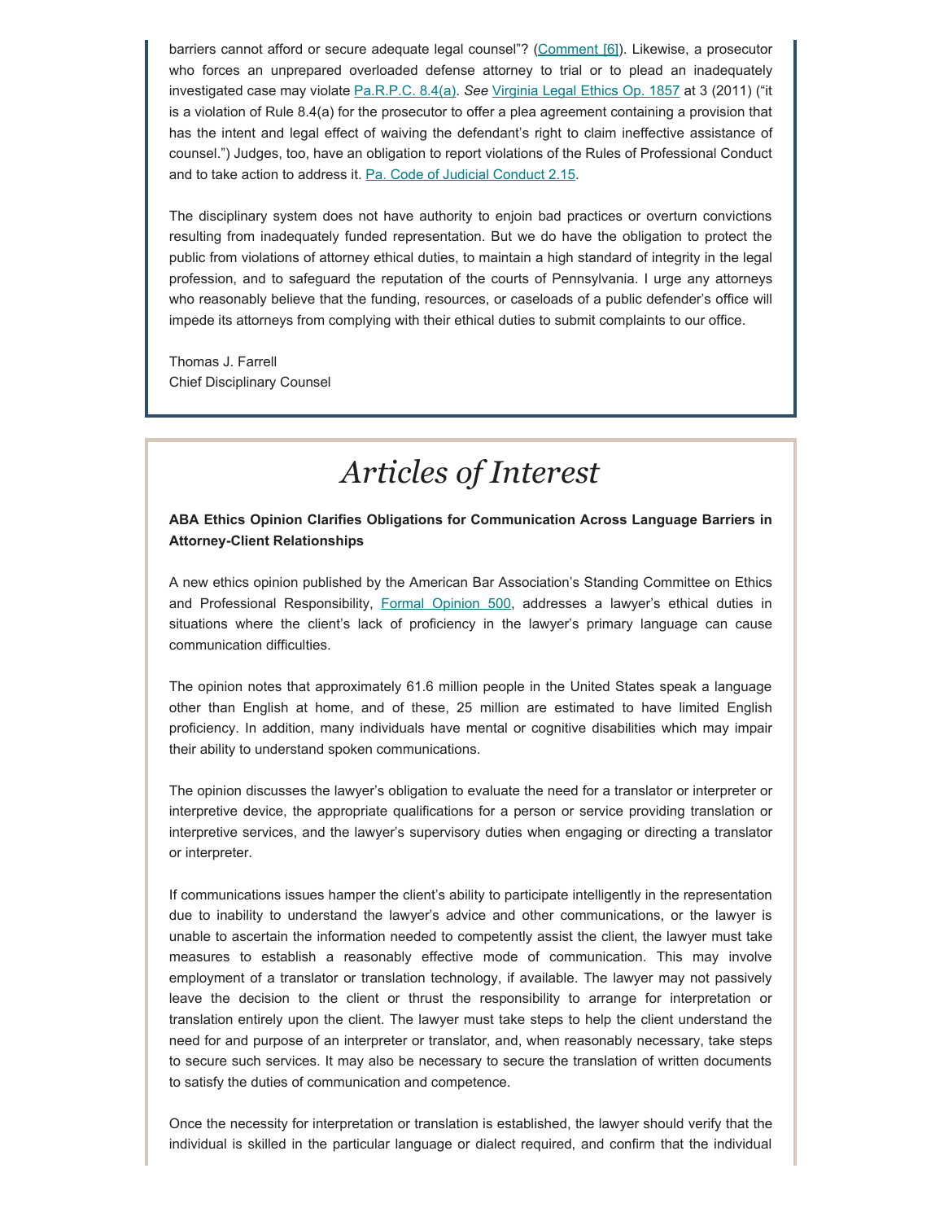barriers cannot afford or secure adequate legal counsel"? (Comment [6]). Likewise, a prosecutor who forces an unprepared overloaded defense attorney to trial or to plead an inadequately investigated case may violate Pa.R.P.C. 8.4(a). *See* Virginia Legal Ethics Op. 1857 at 3 (2011) ("it is a violation of Rule 8.4(a) for the prosecutor to offer a plea agreement containing a provision that has the intent and legal effect of waiving the defendant's right to claim ineffective assistance of counsel.") Judges, too, have an obligation to report violations of the Rules of Professional Conduct and to take action to address it. Pa. Code of Judicial Conduct 2.15.

The disciplinary system does not have authority to enjoin bad practices or overturn convictions resulting from inadequately funded representation. But we do have the obligation to protect the public from violations of attorney ethical duties, to maintain a high standard of integrity in the legal profession, and to safeguard the reputation of the courts of Pennsylvania. I urge any attorneys who reasonably believe that the funding, resources, or caseloads of a public defender's office will impede its attorneys from complying with their ethical duties to submit complaints to our office.

Thomas J. Farrell
Chief Disciplinary Counsel

# *Articles of Interest*

**ABA Ethics Opinion Clarifies Obligations for Communication Across Language Barriers in Attorney-Client Relationships**

A new ethics opinion published by the American Bar Association's Standing Committee on Ethics and Professional Responsibility, Formal Opinion 500, addresses a lawyer's ethical duties in situations where the client's lack of proficiency in the lawyer's primary language can cause communication difficulties.

The opinion notes that approximately 61.6 million people in the United States speak a language other than English at home, and of these, 25 million are estimated to have limited English proficiency. In addition, many individuals have mental or cognitive disabilities which may impair their ability to understand spoken communications.

The opinion discusses the lawyer's obligation to evaluate the need for a translator or interpreter or interpretive device, the appropriate qualifications for a person or service providing translation or interpretive services, and the lawyer's supervisory duties when engaging or directing a translator or interpreter.

If communications issues hamper the client's ability to participate intelligently in the representation due to inability to understand the lawyer's advice and other communications, or the lawyer is unable to ascertain the information needed to competently assist the client, the lawyer must take measures to establish a reasonably effective mode of communication. This may involve employment of a translator or translation technology, if available. The lawyer may not passively leave the decision to the client or thrust the responsibility to arrange for interpretation or translation entirely upon the client. The lawyer must take steps to help the client understand the need for and purpose of an interpreter or translator, and, when reasonably necessary, take steps to secure such services. It may also be necessary to secure the translation of written documents to satisfy the duties of communication and competence.

Once the necessity for interpretation or translation is established, the lawyer should verify that the individual is skilled in the particular language or dialect required, and confirm that the individual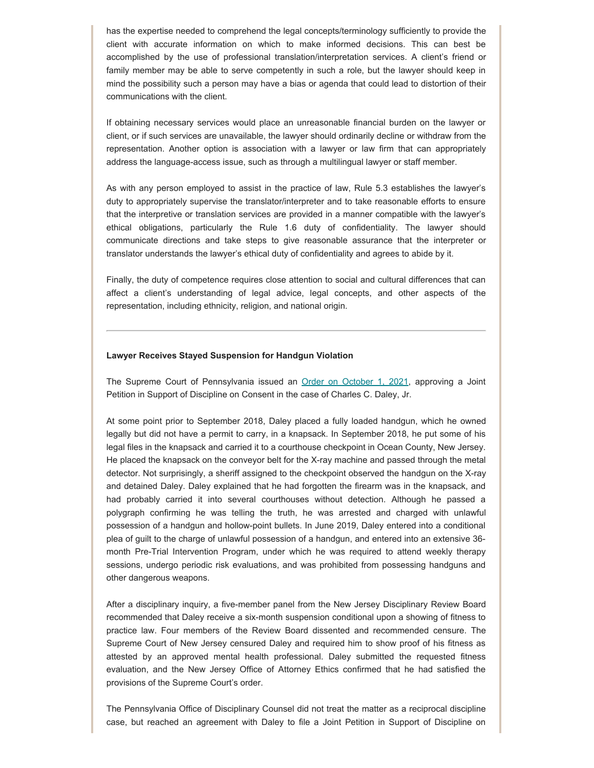has the expertise needed to comprehend the legal concepts/terminology sufficiently to provide the client with accurate information on which to make informed decisions. This can best be accomplished by the use of professional translation/interpretation services. A client's friend or family member may be able to serve competently in such a role, but the lawyer should keep in mind the possibility such a person may have a bias or agenda that could lead to distortion of their communications with the client.

If obtaining necessary services would place an unreasonable financial burden on the lawyer or client, or if such services are unavailable, the lawyer should ordinarily decline or withdraw from the representation. Another option is association with a lawyer or law firm that can appropriately address the language-access issue, such as through a multilingual lawyer or staff member.

As with any person employed to assist in the practice of law, Rule 5.3 establishes the lawyer's duty to appropriately supervise the translator/interpreter and to take reasonable efforts to ensure that the interpretive or translation services are provided in a manner compatible with the lawyer's ethical obligations, particularly the Rule 1.6 duty of confidentiality. The lawyer should communicate directions and take steps to give reasonable assurance that the interpreter or translator understands the lawyer's ethical duty of confidentiality and agrees to abide by it.

Finally, the duty of competence requires close attention to social and cultural differences that can affect a client's understanding of legal advice, legal concepts, and other aspects of the representation, including ethnicity, religion, and national origin.

---

**Lawyer Receives Stayed Suspension for Handgun Violation**

The Supreme Court of Pennsylvania issued an Order on October 1, 2021, approving a Joint Petition in Support of Discipline on Consent in the case of Charles C. Daley, Jr.

At some point prior to September 2018, Daley placed a fully loaded handgun, which he owned legally but did not have a permit to carry, in a knapsack. In September 2018, he put some of his legal files in the knapsack and carried it to a courthouse checkpoint in Ocean County, New Jersey. He placed the knapsack on the conveyor belt for the X-ray machine and passed through the metal detector. Not surprisingly, a sheriff assigned to the checkpoint observed the handgun on the X-ray and detained Daley. Daley explained that he had forgotten the firearm was in the knapsack, and had probably carried it into several courthouses without detection. Although he passed a polygraph confirming he was telling the truth, he was arrested and charged with unlawful possession of a handgun and hollow-point bullets. In June 2019, Daley entered into a conditional plea of guilt to the charge of unlawful possession of a handgun, and entered into an extensive 36-month Pre-Trial Intervention Program, under which he was required to attend weekly therapy sessions, undergo periodic risk evaluations, and was prohibited from possessing handguns and other dangerous weapons.

After a disciplinary inquiry, a five-member panel from the New Jersey Disciplinary Review Board recommended that Daley receive a six-month suspension conditional upon a showing of fitness to practice law. Four members of the Review Board dissented and recommended censure. The Supreme Court of New Jersey censured Daley and required him to show proof of his fitness as attested by an approved mental health professional. Daley submitted the requested fitness evaluation, and the New Jersey Office of Attorney Ethics confirmed that he had satisfied the provisions of the Supreme Court's order.

The Pennsylvania Office of Disciplinary Counsel did not treat the matter as a reciprocal discipline case, but reached an agreement with Daley to file a Joint Petition in Support of Discipline on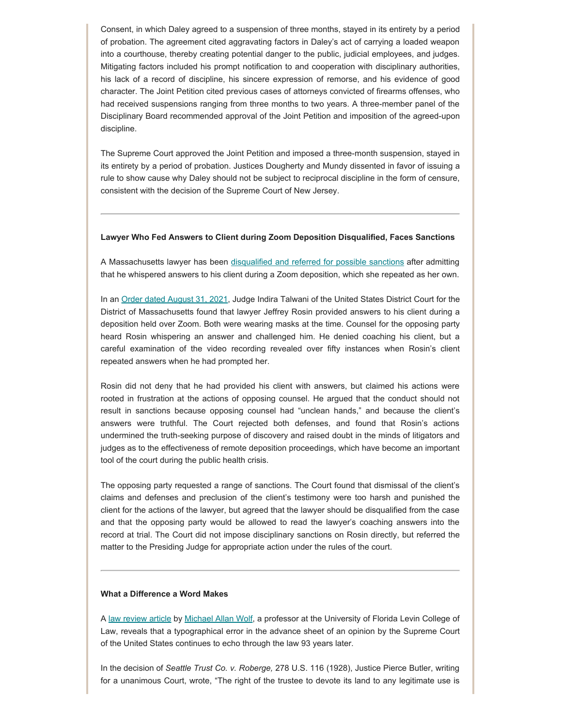Consent, in which Daley agreed to a suspension of three months, stayed in its entirety by a period of probation. The agreement cited aggravating factors in Daley's act of carrying a loaded weapon into a courthouse, thereby creating potential danger to the public, judicial employees, and judges. Mitigating factors included his prompt notification to and cooperation with disciplinary authorities, his lack of a record of discipline, his sincere expression of remorse, and his evidence of good character. The Joint Petition cited previous cases of attorneys convicted of firearms offenses, who had received suspensions ranging from three months to two years. A three-member panel of the Disciplinary Board recommended approval of the Joint Petition and imposition of the agreed-upon discipline.

The Supreme Court approved the Joint Petition and imposed a three-month suspension, stayed in its entirety by a period of probation. Justices Dougherty and Mundy dissented in favor of issuing a rule to show cause why Daley should not be subject to reciprocal discipline in the form of censure, consistent with the decision of the Supreme Court of New Jersey.

---

**Lawyer Who Fed Answers to Client during Zoom Deposition Disqualified, Faces Sanctions**

A Massachusetts lawyer has been disqualified and referred for possible sanctions after admitting that he whispered answers to his client during a Zoom deposition, which she repeated as her own.

In an Order dated August 31, 2021, Judge Indira Talwani of the United States District Court for the District of Massachusetts found that lawyer Jeffrey Rosin provided answers to his client during a deposition held over Zoom. Both were wearing masks at the time. Counsel for the opposing party heard Rosin whispering an answer and challenged him. He denied coaching his client, but a careful examination of the video recording revealed over fifty instances when Rosin's client repeated answers when he had prompted her.

Rosin did not deny that he had provided his client with answers, but claimed his actions were rooted in frustration at the actions of opposing counsel. He argued that the conduct should not result in sanctions because opposing counsel had "unclean hands," and because the client's answers were truthful. The Court rejected both defenses, and found that Rosin's actions undermined the truth-seeking purpose of discovery and raised doubt in the minds of litigators and judges as to the effectiveness of remote deposition proceedings, which have become an important tool of the court during the public health crisis.

The opposing party requested a range of sanctions. The Court found that dismissal of the client's claims and defenses and preclusion of the client's testimony were too harsh and punished the client for the actions of the lawyer, but agreed that the lawyer should be disqualified from the case and that the opposing party would be allowed to read the lawyer's coaching answers into the record at trial. The Court did not impose disciplinary sanctions on Rosin directly, but referred the matter to the Presiding Judge for appropriate action under the rules of the court.

---

**What a Difference a Word Makes**

A law review article by Michael Allan Wolf, a professor at the University of Florida Levin College of Law, reveals that a typographical error in the advance sheet of an opinion by the Supreme Court of the United States continues to echo through the law 93 years later.

In the decision of *Seattle Trust Co. v. Roberge,* 278 U.S. 116 (1928), Justice Pierce Butler, writing for a unanimous Court, wrote, "The right of the trustee to devote its land to any legitimate use is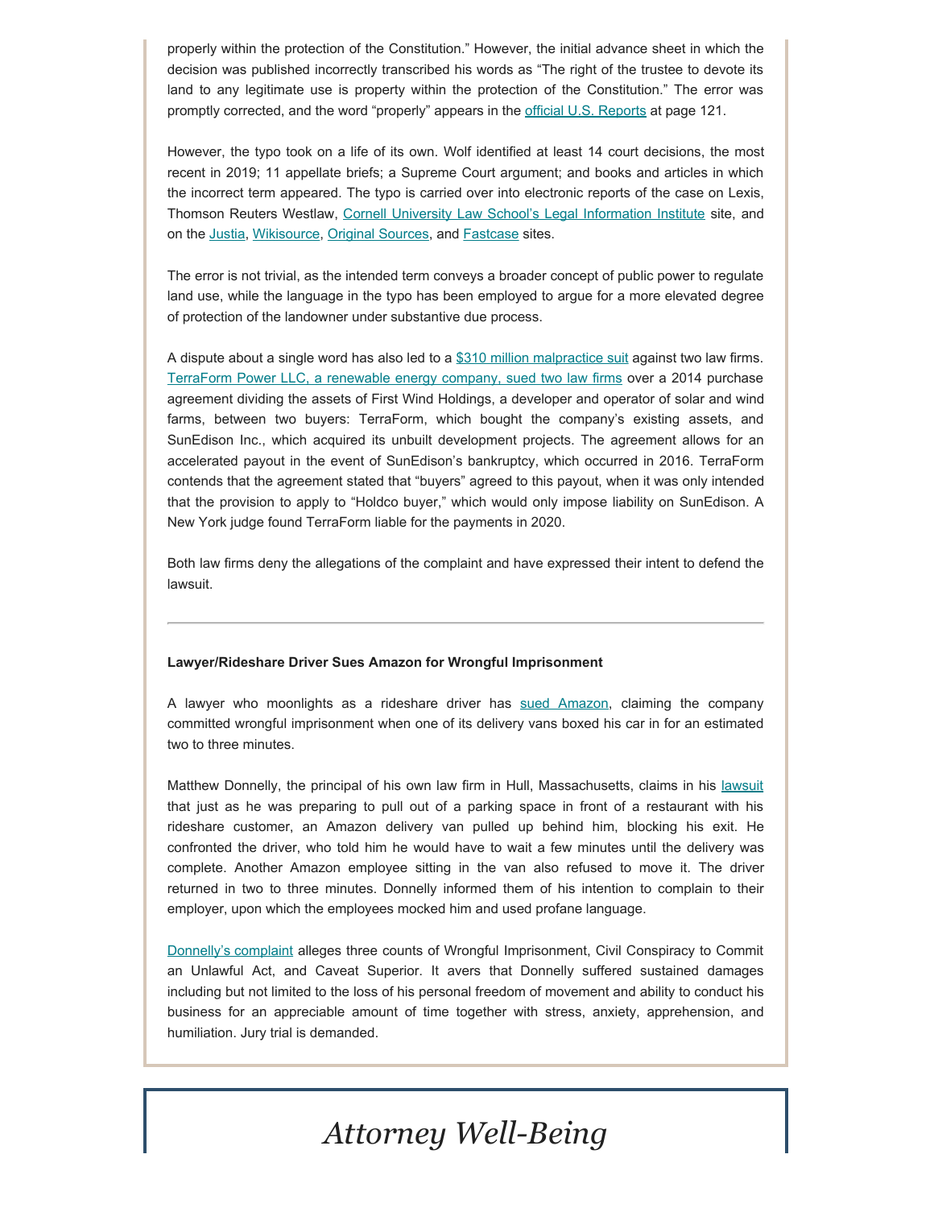properly within the protection of the Constitution." However, the initial advance sheet in which the decision was published incorrectly transcribed his words as "The right of the trustee to devote its land to any legitimate use is property within the protection of the Constitution." The error was promptly corrected, and the word "properly" appears in the official U.S. Reports at page 121.

However, the typo took on a life of its own. Wolf identified at least 14 court decisions, the most recent in 2019; 11 appellate briefs; a Supreme Court argument; and books and articles in which the incorrect term appeared. The typo is carried over into electronic reports of the case on Lexis, Thomson Reuters Westlaw, Cornell University Law School's Legal Information Institute site, and on the Justia, Wikisource, Original Sources, and Fastcase sites.

The error is not trivial, as the intended term conveys a broader concept of public power to regulate land use, while the language in the typo has been employed to argue for a more elevated degree of protection of the landowner under substantive due process.

A dispute about a single word has also led to a $310 million malpractice suit against two law firms. TerraForm Power LLC, a renewable energy company, sued two law firms over a 2014 purchase agreement dividing the assets of First Wind Holdings, a developer and operator of solar and wind farms, between two buyers: TerraForm, which bought the company's existing assets, and SunEdison Inc., which acquired its unbuilt development projects. The agreement allows for an accelerated payout in the event of SunEdison's bankruptcy, which occurred in 2016. TerraForm contends that the agreement stated that "buyers" agreed to this payout, when it was only intended that the provision to apply to "Holdco buyer," which would only impose liability on SunEdison. A New York judge found TerraForm liable for the payments in 2020.

Both law firms deny the allegations of the complaint and have expressed their intent to defend the lawsuit.

---

**Lawyer/Rideshare Driver Sues Amazon for Wrongful Imprisonment**

A lawyer who moonlights as a rideshare driver has sued Amazon, claiming the company committed wrongful imprisonment when one of its delivery vans boxed his car in for an estimated two to three minutes.

Matthew Donnelly, the principal of his own law firm in Hull, Massachusetts, claims in his lawsuit that just as he was preparing to pull out of a parking space in front of a restaurant with his rideshare customer, an Amazon delivery van pulled up behind him, blocking his exit. He confronted the driver, who told him he would have to wait a few minutes until the delivery was complete. Another Amazon employee sitting in the van also refused to move it. The driver returned in two to three minutes. Donnelly informed them of his intention to complain to their employer, upon which the employees mocked him and used profane language.

Donnelly's complaint alleges three counts of Wrongful Imprisonment, Civil Conspiracy to Commit an Unlawful Act, and Caveat Superior. It avers that Donnelly suffered sustained damages including but not limited to the loss of his personal freedom of movement and ability to conduct his business for an appreciable amount of time together with stress, anxiety, apprehension, and humiliation. Jury trial is demanded.

# *Attorney Well-Being*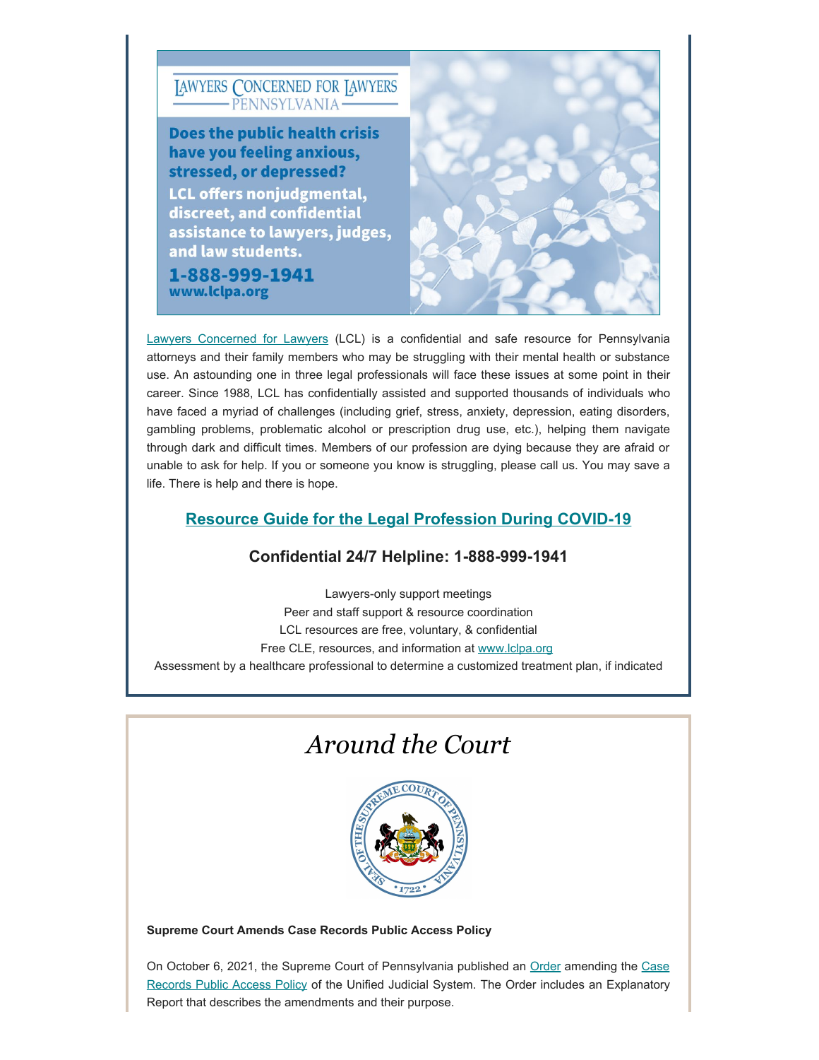LAWYERS CONCERNED FOR LAWYERS
PENNSYLVANIA

**Does the public health crisis have you feeling anxious, stressed, or depressed?**

**LCL offers nonjudgmental, discreet, and confidential assistance to lawyers, judges, and law students.**

**1-888-999-1941**
**www.lclpa.org**

Lawyers Concerned for Lawyers (LCL) is a confidential and safe resource for Pennsylvania attorneys and their family members who may be struggling with their mental health or substance use. An astounding one in three legal professionals will face these issues at some point in their career. Since 1988, LCL has confidentially assisted and supported thousands of individuals who have faced a myriad of challenges (including grief, stress, anxiety, depression, eating disorders, gambling problems, problematic alcohol or prescription drug use, etc.), helping them navigate through dark and difficult times. Members of our profession are dying because they are afraid or unable to ask for help. If you or someone you know is struggling, please call us. You may save a life. There is help and there is hope.

### Resource Guide for the Legal Profession During COVID-19

### Confidential 24/7 Helpline: 1-888-999-1941

Lawyers-only support meetings
Peer and staff support & resource coordination
LCL resources are free, voluntary, & confidential
Free CLE, resources, and information at www.lclpa.org
Assessment by a healthcare professional to determine a customized treatment plan, if indicated

# *Around the Court*

**Supreme Court Amends Case Records Public Access Policy**

On October 6, 2021, the Supreme Court of Pennsylvania published an Order amending the Case Records Public Access Policy of the Unified Judicial System. The Order includes an Explanatory Report that describes the amendments and their purpose.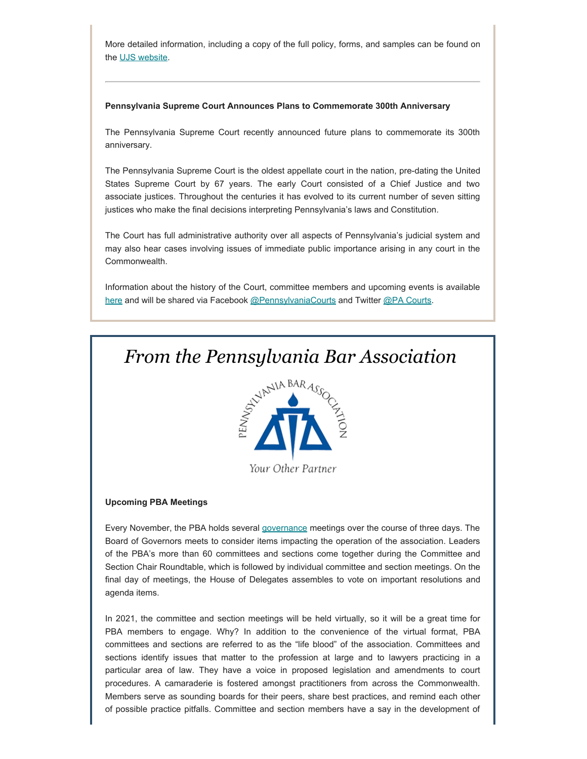More detailed information, including a copy of the full policy, forms, and samples can be found on the UJS website.

---

**Pennsylvania Supreme Court Announces Plans to Commemorate 300th Anniversary**

The Pennsylvania Supreme Court recently announced future plans to commemorate its 300th anniversary.

The Pennsylvania Supreme Court is the oldest appellate court in the nation, pre-dating the United States Supreme Court by 67 years. The early Court consisted of a Chief Justice and two associate justices. Throughout the centuries it has evolved to its current number of seven sitting justices who make the final decisions interpreting Pennsylvania's laws and Constitution.

The Court has full administrative authority over all aspects of Pennsylvania's judicial system and may also hear cases involving issues of immediate public importance arising in any court in the Commonwealth.

Information about the history of the Court, committee members and upcoming events is available here and will be shared via Facebook @PennsylvaniaCourts and Twitter @PA Courts.

# *From the Pennsylvania Bar Association*

PENNSYLVANIA BAR ASSOCIATION

Your Other Partner

**Upcoming PBA Meetings**

Every November, the PBA holds several governance meetings over the course of three days. The Board of Governors meets to consider items impacting the operation of the association. Leaders of the PBA's more than 60 committees and sections come together during the Committee and Section Chair Roundtable, which is followed by individual committee and section meetings. On the final day of meetings, the House of Delegates assembles to vote on important resolutions and agenda items.

In 2021, the committee and section meetings will be held virtually, so it will be a great time for PBA members to engage. Why? In addition to the convenience of the virtual format, PBA committees and sections are referred to as the "life blood" of the association. Committees and sections identify issues that matter to the profession at large and to lawyers practicing in a particular area of law. They have a voice in proposed legislation and amendments to court procedures. A camaraderie is fostered amongst practitioners from across the Commonwealth. Members serve as sounding boards for their peers, share best practices, and remind each other of possible practice pitfalls. Committee and section members have a say in the development of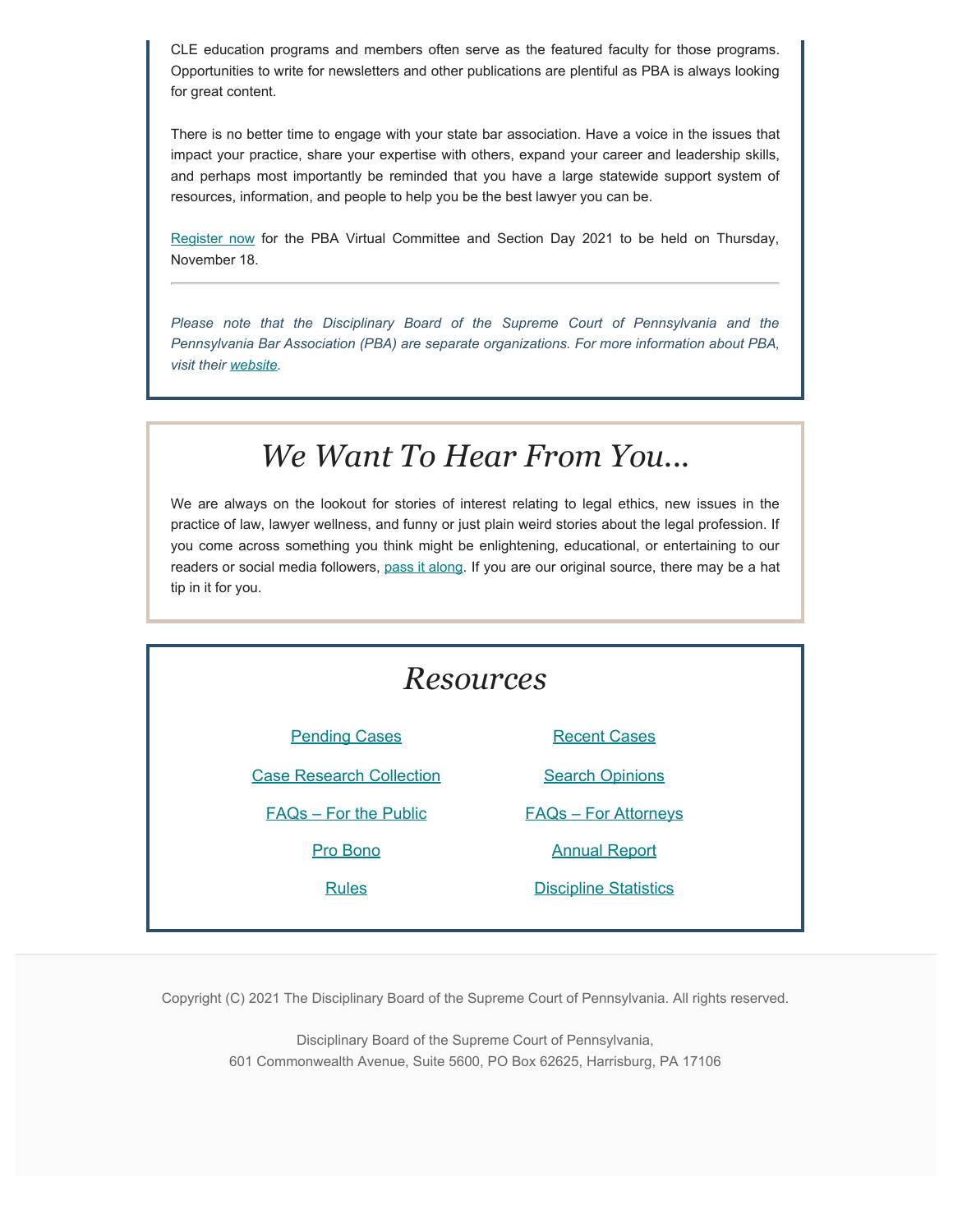CLE education programs and members often serve as the featured faculty for those programs. Opportunities to write for newsletters and other publications are plentiful as PBA is always looking for great content.

There is no better time to engage with your state bar association. Have a voice in the issues that impact your practice, share your expertise with others, expand your career and leadership skills, and perhaps most importantly be reminded that you have a large statewide support system of resources, information, and people to help you be the best lawyer you can be.

Register now for the PBA Virtual Committee and Section Day 2021 to be held on Thursday, November 18.

---

*Please note that the Disciplinary Board of the Supreme Court of Pennsylvania and the Pennsylvania Bar Association (PBA) are separate organizations. For more information about PBA, visit their website.*

# *We Want To Hear From You...*

We are always on the lookout for stories of interest relating to legal ethics, new issues in the practice of law, lawyer wellness, and funny or just plain weird stories about the legal profession. If you come across something you think might be enlightening, educational, or entertaining to our readers or social media followers, pass it along. If you are our original source, there may be a hat tip in it for you.

# *Resources*

- Pending Cases
- Recent Cases
- Case Research Collection
- Search Opinions
- FAQs – For the Public
- FAQs – For Attorneys
- Pro Bono
- Annual Report
- Rules
- Discipline Statistics

Copyright (C) 2021 The Disciplinary Board of the Supreme Court of Pennsylvania. All rights reserved.

Disciplinary Board of the Supreme Court of Pennsylvania,
601 Commonwealth Avenue, Suite 5600, PO Box 62625, Harrisburg, PA 17106